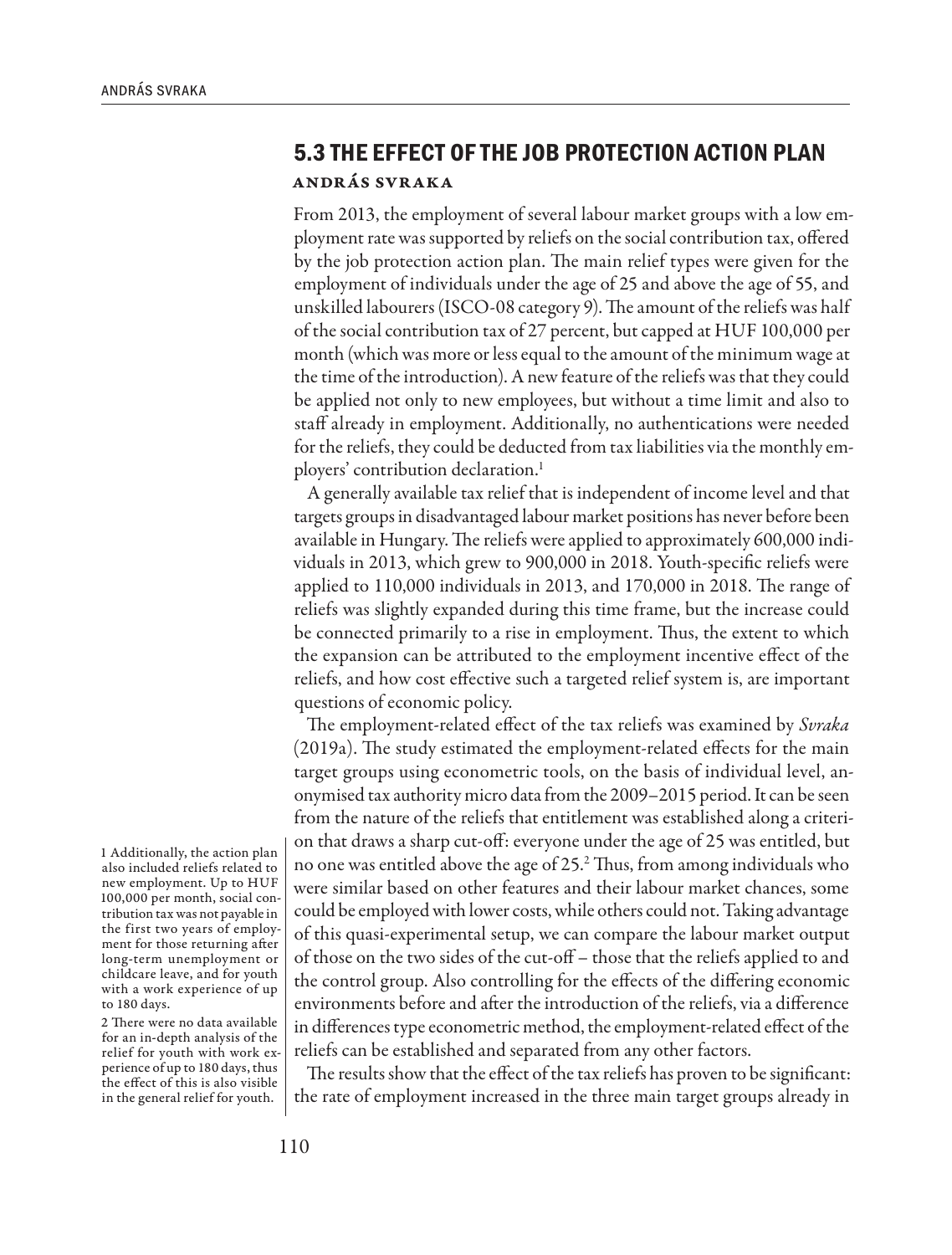## 5.3 THE EFFECT OF THE JOB PROTECTION ACTION PLAN

### András Svraka

From 2013, the employment of several labour market groups with a low employment rate was supported by reliefs on the social contribution tax, offered by the job protection action plan. The main relief types were given for the employment of individuals under the age of 25 and above the age of 55, and unskilled labourers (ISCO-08 category 9). The amount of the reliefs was half of the social contribution tax of 27 percent, but capped at HUF 100,000 per month (which was more or less equal to the amount of the minimum wage at the time of the introduction). A new feature of the reliefs was that they could be applied not only to new employees, but without a time limit and also to staff already in employment. Additionally, no authentications were needed for the reliefs, they could be deducted from tax liabilities via the monthly employers' contribution declaration.[1]

A generally available tax relief that is independent of income level and that targets groups in disadvantaged labour market positions has never before been available in Hungary. The reliefs were applied to approximately 600,000 individuals in 2013, which grew to 900,000 in 2018. Youth-specific reliefs were applied to 110,000 individuals in 2013, and 170,000 in 2018. The range of reliefs was slightly expanded during this time frame, but the increase could be connected primarily to a rise in employment. Thus, the extent to which the expansion can be attributed to the employment incentive effect of the reliefs, and how cost effective such a targeted relief system is, are important questions of economic policy.

The employment-related effect of the tax reliefs was examined by *Svraka* (2019a). The study estimated the employment-related effects for the main target groups using econometric tools, on the basis of individual level, anonymised tax authority micro data from the 2009–2015 period. It can be seen from the nature of the reliefs that entitlement was established along a criterion that draws a sharp cut-off: everyone under the age of 25 was entitled, but no one was entitled above the age of 25.[2] Thus, from among individuals who were similar based on other features and their labour market chances, some could be employed with lower costs, while others could not. Taking advantage of this quasi-experimental setup, we can compare the labour market output of those on the two sides of the cut-off – those that the reliefs applied to and the control group. Also controlling for the effects of the differing economic environments before and after the introduction of the reliefs, via a difference in differences type econometric method, the employment-related effect of the reliefs can be established and separated from any other factors.

The results show that the effect of the tax reliefs has proven to be significant: the rate of employment increased in the three main target groups already in

---

1 Additionally, the action plan also included reliefs related to new employment. Up to HUF 100,000 per month, social contribution tax was not payable in the first two years of employment for those returning after long-term unemployment or childcare leave, and for youth with a work experience of up to 180 days.

2 There were no data available for an in-depth analysis of the relief for youth with work experience of up to 180 days, thus the effect of this is also visible in the general relief for youth.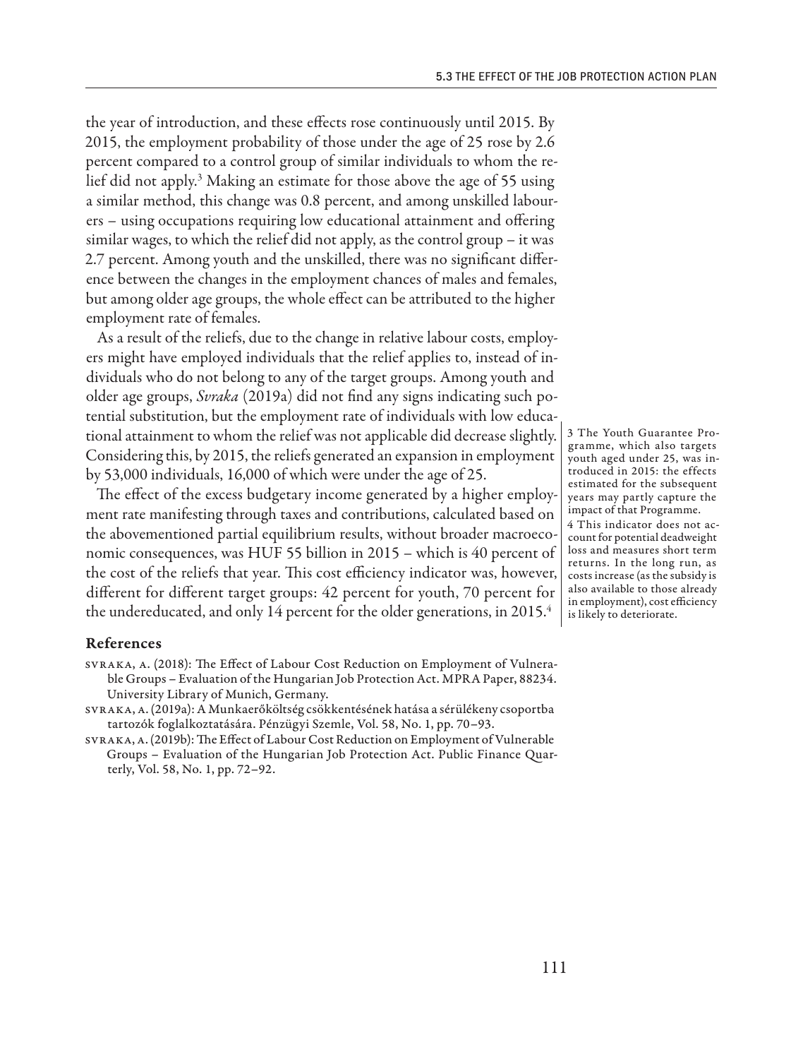the year of introduction, and these effects rose continuously until 2015. By 2015, the employment probability of those under the age of 25 rose by 2.6 percent compared to a control group of similar individuals to whom the relief did not apply.[3] Making an estimate for those above the age of 55 using a similar method, this change was 0.8 percent, and among unskilled labourers – using occupations requiring low educational attainment and offering similar wages, to which the relief did not apply, as the control group – it was 2.7 percent. Among youth and the unskilled, there was no significant difference between the changes in the employment chances of males and females, but among older age groups, the whole effect can be attributed to the higher employment rate of females.

As a result of the reliefs, due to the change in relative labour costs, employers might have employed individuals that the relief applies to, instead of individuals who do not belong to any of the target groups. Among youth and older age groups, *Svraka* (2019a) did not find any signs indicating such potential substitution, but the employment rate of individuals with low educational attainment to whom the relief was not applicable did decrease slightly. Considering this, by 2015, the reliefs generated an expansion in employment by 53,000 individuals, 16,000 of which were under the age of 25.

The effect of the excess budgetary income generated by a higher employment rate manifesting through taxes and contributions, calculated based on the abovementioned partial equilibrium results, without broader macroeconomic consequences, was HUF 55 billion in 2015 – which is 40 percent of the cost of the reliefs that year. This cost efficiency indicator was, however, different for different target groups: 42 percent for youth, 70 percent for the undereducated, and only 14 percent for the older generations, in 2015.[4]

3 The Youth Guarantee Programme, which also targets youth aged under 25, was introduced in 2015: the effects estimated for the subsequent years may partly capture the impact of that Programme.

4 This indicator does not account for potential deadweight loss and measures short term returns. In the long run, as costs increase (as the subsidy is also available to those already in employment), cost efficiency is likely to deteriorate.

## References

Svraka, A. (2018): The Effect of Labour Cost Reduction on Employment of Vulnerable Groups – Evaluation of the Hungarian Job Protection Act. MPRA Paper, 88234. University Library of Munich, Germany.

Svraka, A. (2019a): A Munkaerőköltség csökkentésének hatása a sérülékeny csoportba tartozók foglalkoztatására. Pénzügyi Szemle, Vol. 58, No. 1, pp. 70–93.

Svraka, A. (2019b): The Effect of Labour Cost Reduction on Employment of Vulnerable Groups – Evaluation of the Hungarian Job Protection Act. Public Finance Quarterly, Vol. 58, No. 1, pp. 72–92.